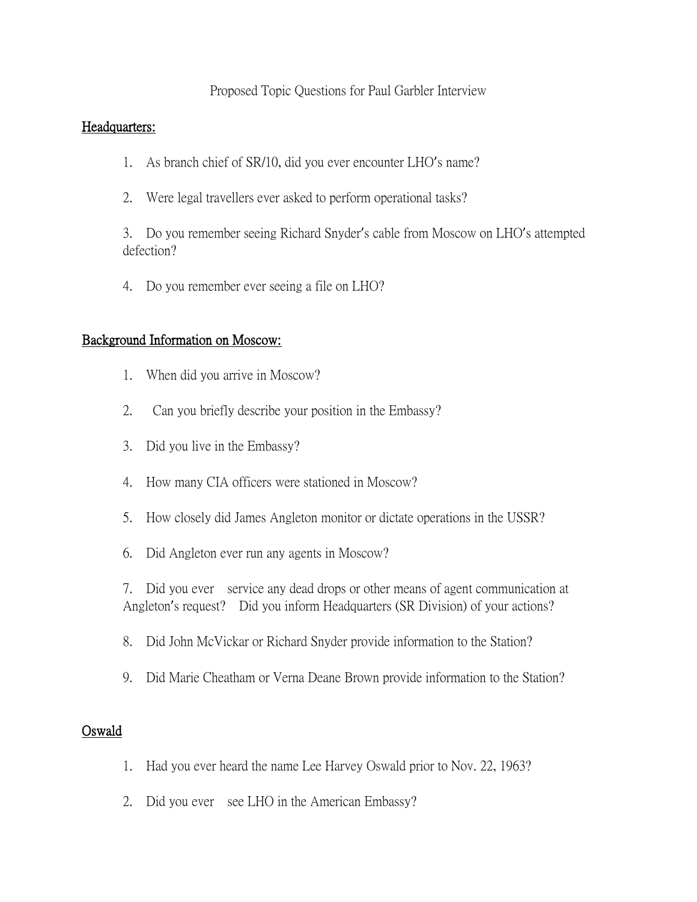Proposed Topic Questions for Paul Garbler Interview

**Headquarters:**

1. As branch chief of SR/10, did you ever encounter LHO's name?

2. Were legal travellers ever asked to perform operational tasks?

3. Do you remember seeing Richard Snyder's cable from Moscow on LHO's attempted defection?

4. Do you remember ever seeing a file on LHO?

**Background Information on Moscow:**

1. When did you arrive in Moscow?

2. Can you briefly describe your position in the Embassy?

3. Did you live in the Embassy?

4. How many CIA officers were stationed in Moscow?

5. How closely did James Angleton monitor or dictate operations in the USSR?

6. Did Angleton ever run any agents in Moscow?

7. Did you ever service any dead drops or other means of agent communication at Angleton's request? Did you inform Headquarters (SR Division) of your actions?

8. Did John McVickar or Richard Snyder provide information to the Station?

9. Did Marie Cheatham or Verna Deane Brown provide information to the Station?

**Oswald**

1. Had you ever heard the name Lee Harvey Oswald prior to Nov. 22, 1963?

2. Did you ever see LHO in the American Embassy?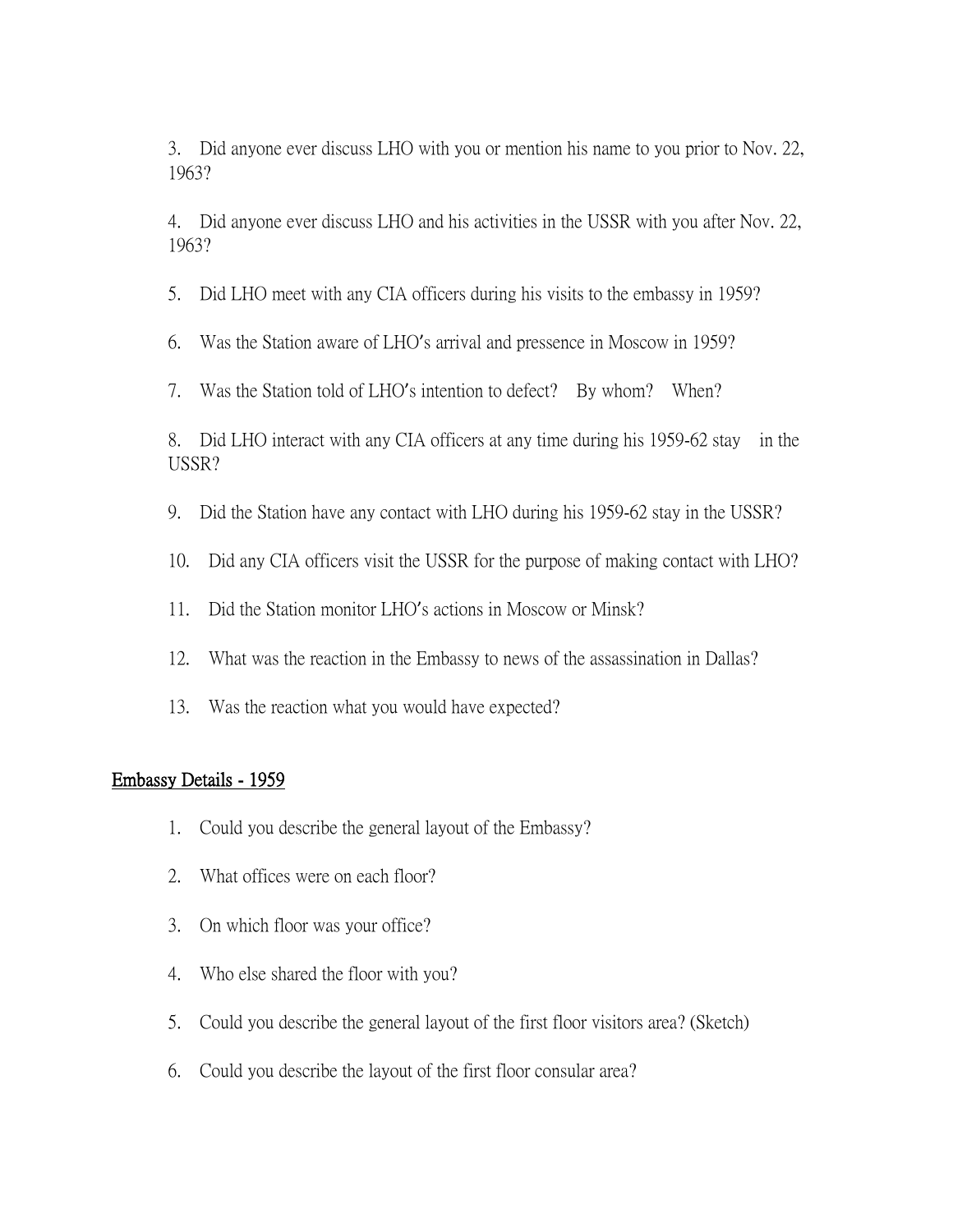3. Did anyone ever discuss LHO with you or mention his name to you prior to Nov. 22, 1963?

4. Did anyone ever discuss LHO and his activities in the USSR with you after Nov. 22, 1963?

5. Did LHO meet with any CIA officers during his visits to the embassy in 1959?

6. Was the Station aware of LHO's arrival and pressence in Moscow in 1959?

7. Was the Station told of LHO's intention to defect? By whom? When?

8. Did LHO interact with any CIA officers at any time during his 1959-62 stay in the USSR?

9. Did the Station have any contact with LHO during his 1959-62 stay in the USSR?

10. Did any CIA officers visit the USSR for the purpose of making contact with LHO?

11. Did the Station monitor LHO's actions in Moscow or Minsk?

12. What was the reaction in the Embassy to news of the assassination in Dallas?

13. Was the reaction what you would have expected?

## Embassy Details - 1959

1. Could you describe the general layout of the Embassy?
2. What offices were on each floor?
3. On which floor was your office?
4. Who else shared the floor with you?
5. Could you describe the general layout of the first floor visitors area? (Sketch)
6. Could you describe the layout of the first floor consular area?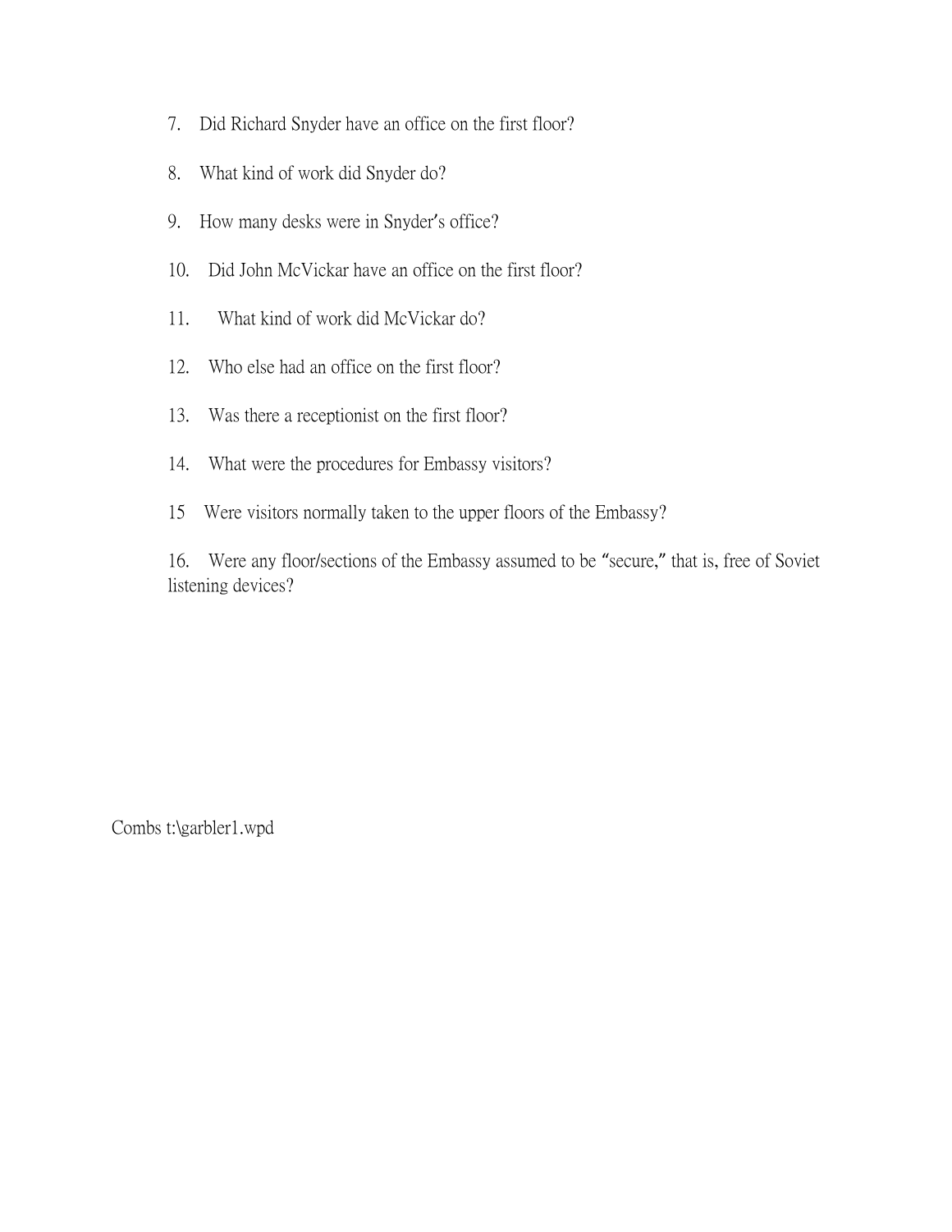7. Did Richard Snyder have an office on the first floor?

8. What kind of work did Snyder do?

9. How many desks were in Snyder's office?

10. Did John McVickar have an office on the first floor?

11. What kind of work did McVickar do?

12. Who else had an office on the first floor?

13. Was there a receptionist on the first floor?

14. What were the procedures for Embassy visitors?

15 Were visitors normally taken to the upper floors of the Embassy?

16. Were any floor/sections of the Embassy assumed to be "secure," that is, free of Soviet listening devices?

Combs t:\garbler1.wpd